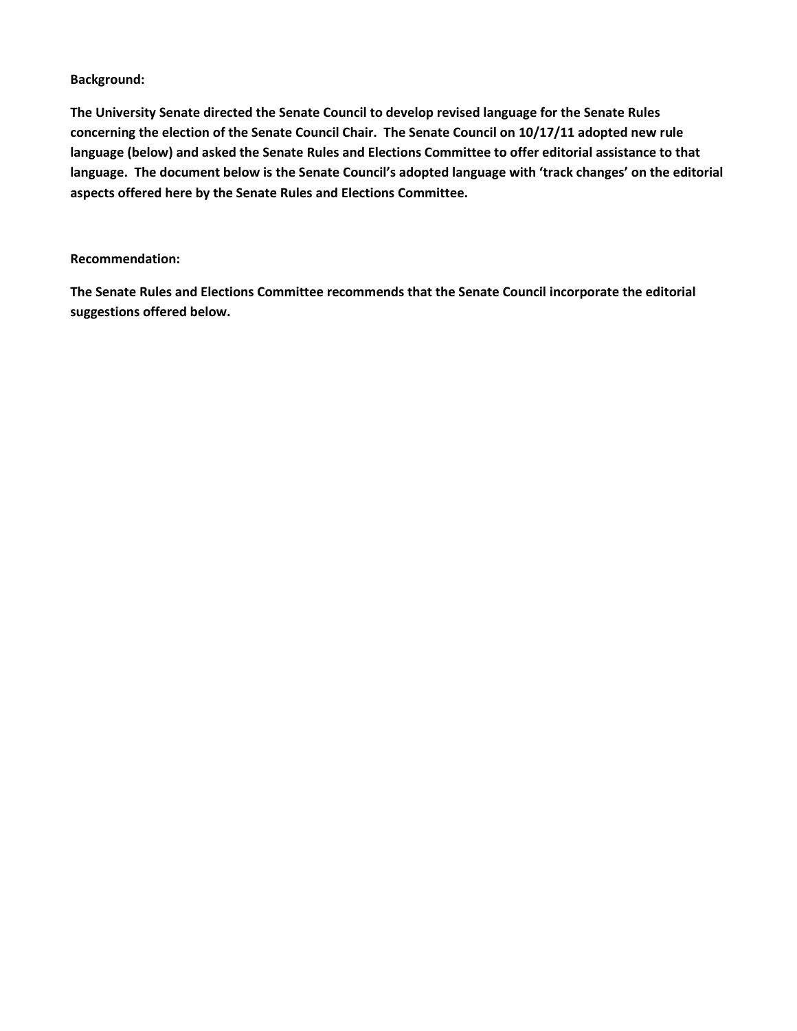**Background:**

**The University Senate directed the Senate Council to develop revised language for the Senate Rules concerning the election of the Senate Council Chair. The Senate Council on 10/17/11 adopted new rule language (below) and asked the Senate Rules and Elections Committee to offer editorial assistance to that language. The document below is the Senate Council's adopted language with 'track changes' on the editorial aspects offered here by the Senate Rules and Elections Committee.**

**Recommendation:**

**The Senate Rules and Elections Committee recommends that the Senate Council incorporate the editorial suggestions offered below.**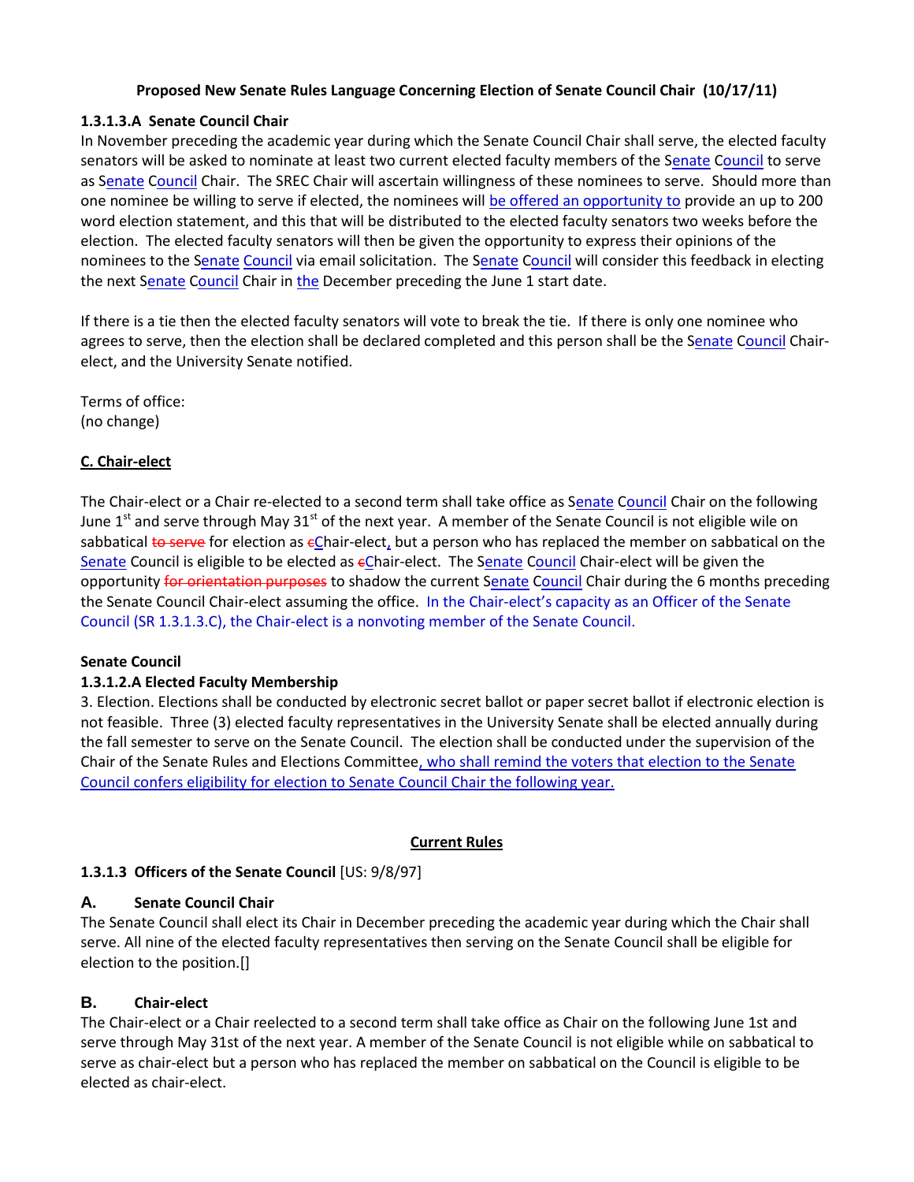**Proposed New Senate Rules Language Concerning Election of Senate Council Chair (10/17/11)**

**1.3.1.3.A Senate Council Chair**

In November preceding the academic year during which the Senate Council Chair shall serve, the elected faculty senators will be asked to nominate at least two current elected faculty members of the Senate Council to serve as Senate Council Chair. The SREC Chair will ascertain willingness of these nominees to serve. Should more than one nominee be willing to serve if elected, the nominees will be offered an opportunity to provide an up to 200 word election statement, and this that will be distributed to the elected faculty senators two weeks before the election. The elected faculty senators will then be given the opportunity to express their opinions of the nominees to the Senate Council via email solicitation. The Senate Council will consider this feedback in electing the next Senate Council Chair in the December preceding the June 1 start date.

If there is a tie then the elected faculty senators will vote to break the tie. If there is only one nominee who agrees to serve, then the election shall be declared completed and this person shall be the Senate Council Chair-elect, and the University Senate notified.

Terms of office:
(no change)

**C. Chair-elect**

The Chair-elect or a Chair re-elected to a second term shall take office as Senate Council Chair on the following June 1st and serve through May 31st of the next year. A member of the Senate Council is not eligible wile on sabbatical ~~to serve~~ for election as ~~c~~Chair-elect, but a person who has replaced the member on sabbatical on the Senate Council is eligible to be elected as ~~c~~Chair-elect. The Senate Council Chair-elect will be given the opportunity ~~for orientation purposes~~ to shadow the current Senate Council Chair during the 6 months preceding the Senate Council Chair-elect assuming the office. In the Chair-elect's capacity as an Officer of the Senate Council (SR 1.3.1.3.C), the Chair-elect is a nonvoting member of the Senate Council.

**Senate Council**

**1.3.1.2.A Elected Faculty Membership**

3. Election. Elections shall be conducted by electronic secret ballot or paper secret ballot if electronic election is not feasible. Three (3) elected faculty representatives in the University Senate shall be elected annually during the fall semester to serve on the Senate Council. The election shall be conducted under the supervision of the Chair of the Senate Rules and Elections Committee, who shall remind the voters that election to the Senate Council confers eligibility for election to Senate Council Chair the following year.

**Current Rules**

**1.3.1.3 Officers of the Senate Council** [US: 9/8/97]

**A. Senate Council Chair**

The Senate Council shall elect its Chair in December preceding the academic year during which the Chair shall serve. All nine of the elected faculty representatives then serving on the Senate Council shall be eligible for election to the position.[]

**B. Chair-elect**

The Chair-elect or a Chair reelected to a second term shall take office as Chair on the following June 1st and serve through May 31st of the next year. A member of the Senate Council is not eligible while on sabbatical to serve as chair-elect but a person who has replaced the member on sabbatical on the Council is eligible to be elected as chair-elect.